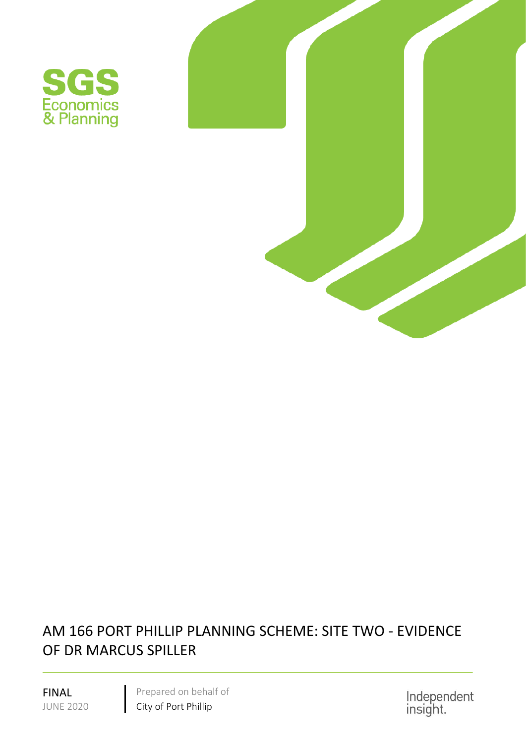SGS
Economics
& Planning

# AM 166 PORT PHILLIP PLANNING SCHEME: SITE TWO - EVIDENCE OF DR MARCUS SPILLER

FINAL
JUNE 2020

Prepared on behalf of
City of Port Phillip

Independent insight.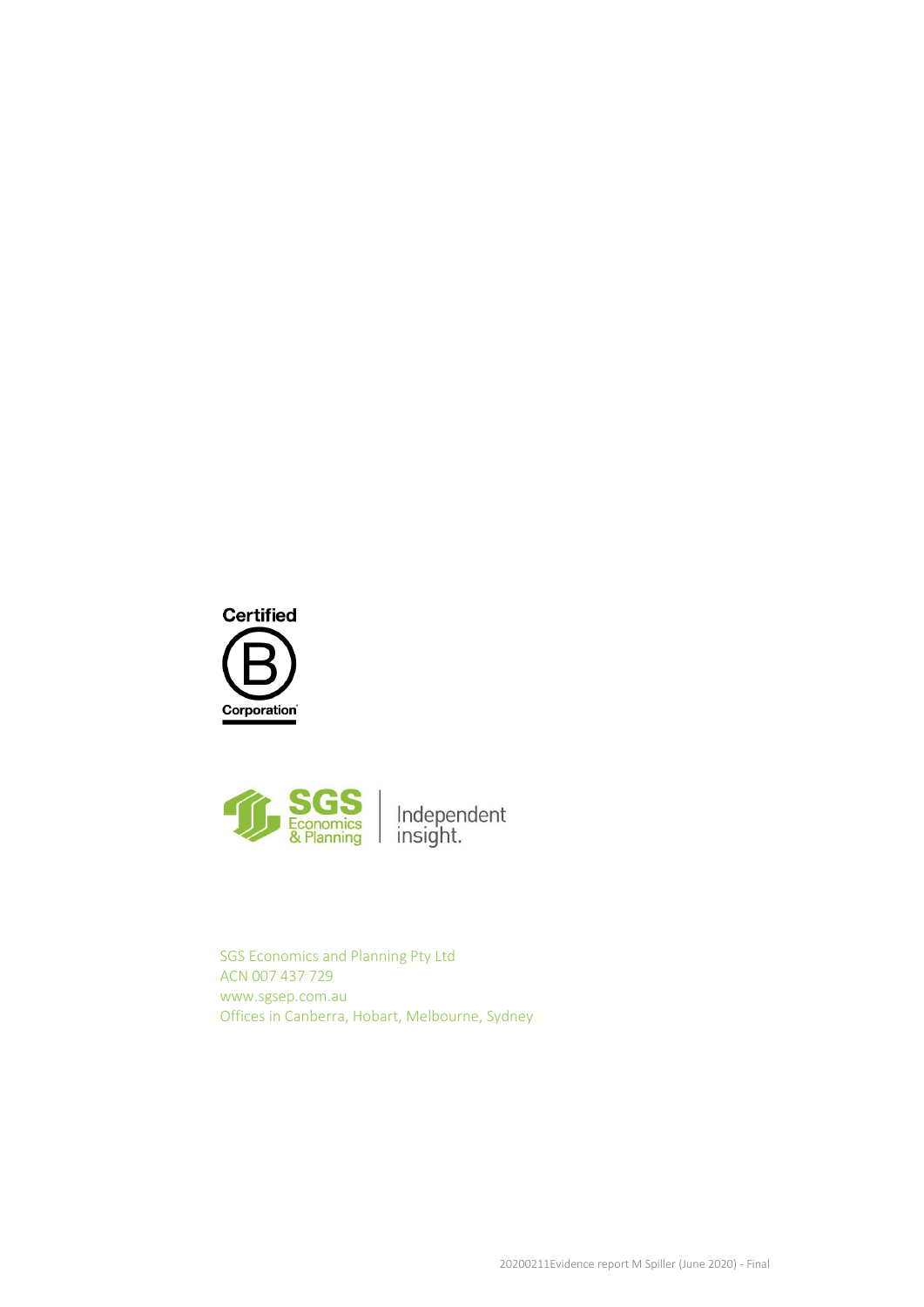Certified B Corporation

SGS Economics & Planning | Independent insight.

SGS Economics and Planning Pty Ltd
ACN 007 437 729
www.sgsep.com.au
Offices in Canberra, Hobart, Melbourne, Sydney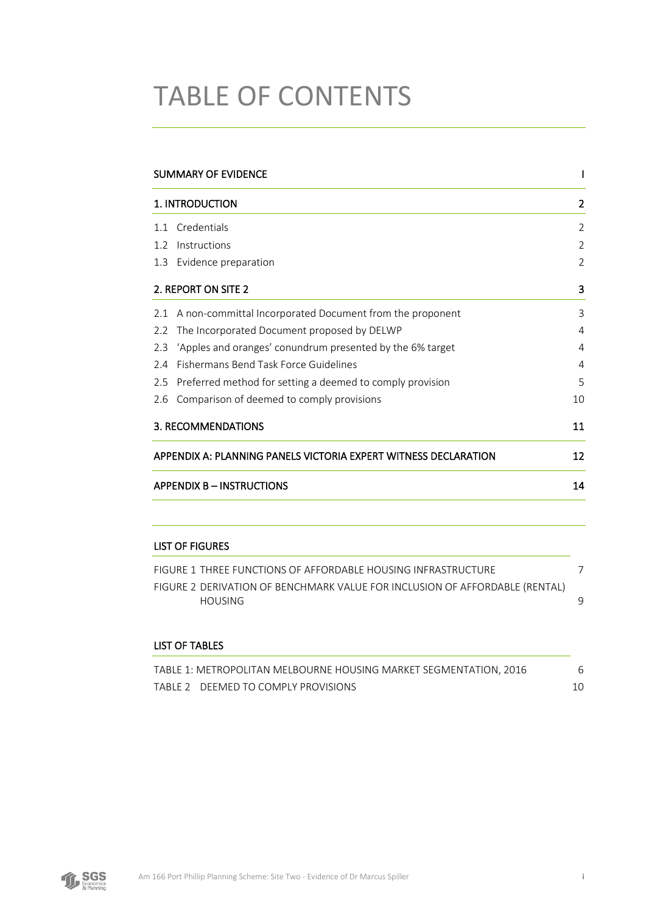# TABLE OF CONTENTS

| | |
|---|---|
| **SUMMARY OF EVIDENCE** | **I** |
| **1. INTRODUCTION** | **2** |
| 1.1 Credentials | 2 |
| 1.2 Instructions | 2 |
| 1.3 Evidence preparation | 2 |
| **2. REPORT ON SITE 2** | **3** |
| 2.1 A non-committal Incorporated Document from the proponent | 3 |
| 2.2 The Incorporated Document proposed by DELWP | 4 |
| 2.3 'Apples and oranges' conundrum presented by the 6% target | 4 |
| 2.4 Fishermans Bend Task Force Guidelines | 4 |
| 2.5 Preferred method for setting a deemed to comply provision | 5 |
| 2.6 Comparison of deemed to comply provisions | 10 |
| **3. RECOMMENDATIONS** | **11** |
| **APPENDIX A: PLANNING PANELS VICTORIA EXPERT WITNESS DECLARATION** | **12** |
| **APPENDIX B – INSTRUCTIONS** | **14** |

**LIST OF FIGURES**

| | |
|---|---|
| FIGURE 1 THREE FUNCTIONS OF AFFORDABLE HOUSING INFRASTRUCTURE | 7 |
| FIGURE 2 DERIVATION OF BENCHMARK VALUE FOR INCLUSION OF AFFORDABLE (RENTAL) HOUSING | 9 |

**LIST OF TABLES**

| | |
|---|---|
| TABLE 1: METROPOLITAN MELBOURNE HOUSING MARKET SEGMENTATION, 2016 | 6 |
| TABLE 2 DEEMED TO COMPLY PROVISIONS | 10 |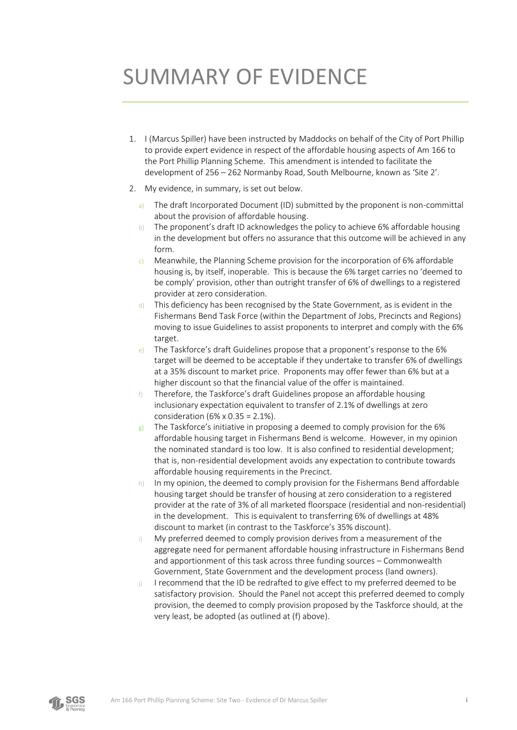# SUMMARY OF EVIDENCE

1. I (Marcus Spiller) have been instructed by Maddocks on behalf of the City of Port Phillip to provide expert evidence in respect of the affordable housing aspects of Am 166 to the Port Phillip Planning Scheme. This amendment is intended to facilitate the development of 256 – 262 Normanby Road, South Melbourne, known as 'Site 2'.

2. My evidence, in summary, is set out below.

   a) The draft Incorporated Document (ID) submitted by the proponent is non-committal about the provision of affordable housing.

   b) The proponent's draft ID acknowledges the policy to achieve 6% affordable housing in the development but offers no assurance that this outcome will be achieved in any form.

   c) Meanwhile, the Planning Scheme provision for the incorporation of 6% affordable housing is, by itself, inoperable. This is because the 6% target carries no 'deemed to be comply' provision, other than outright transfer of 6% of dwellings to a registered provider at zero consideration.

   d) This deficiency has been recognised by the State Government, as is evident in the Fishermans Bend Task Force (within the Department of Jobs, Precincts and Regions) moving to issue Guidelines to assist proponents to interpret and comply with the 6% target.

   e) The Taskforce's draft Guidelines propose that a proponent's response to the 6% target will be deemed to be acceptable if they undertake to transfer 6% of dwellings at a 35% discount to market price. Proponents may offer fewer than 6% but at a higher discount so that the financial value of the offer is maintained.

   f) Therefore, the Taskforce's draft Guidelines propose an affordable housing inclusionary expectation equivalent to transfer of 2.1% of dwellings at zero consideration (6% x 0.35 = 2.1%).

   g) The Taskforce's initiative in proposing a deemed to comply provision for the 6% affordable housing target in Fishermans Bend is welcome. However, in my opinion the nominated standard is too low. It is also confined to residential development; that is, non-residential development avoids any expectation to contribute towards affordable housing requirements in the Precinct.

   h) In my opinion, the deemed to comply provision for the Fishermans Bend affordable housing target should be transfer of housing at zero consideration to a registered provider at the rate of 3% of all marketed floorspace (residential and non-residential) in the development. This is equivalent to transferring 6% of dwellings at 48% discount to market (in contrast to the Taskforce's 35% discount).

   i) My preferred deemed to comply provision derives from a measurement of the aggregate need for permanent affordable housing infrastructure in Fishermans Bend and apportionment of this task across three funding sources – Commonwealth Government, State Government and the development process (land owners).

   j) I recommend that the ID be redrafted to give effect to my preferred deemed to be satisfactory provision. Should the Panel not accept this preferred deemed to comply provision, the deemed to comply provision proposed by the Taskforce should, at the very least, be adopted (as outlined at (f) above).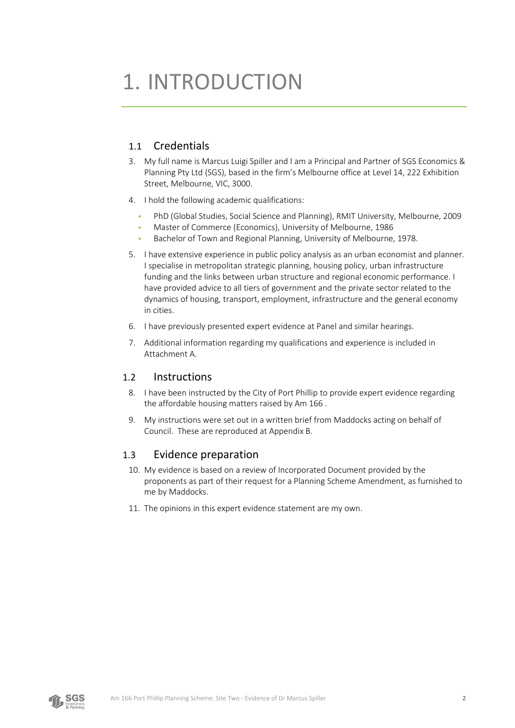# 1. INTRODUCTION

## 1.1 Credentials

3. My full name is Marcus Luigi Spiller and I am a Principal and Partner of SGS Economics & Planning Pty Ltd (SGS), based in the firm's Melbourne office at Level 14, 222 Exhibition Street, Melbourne, VIC, 3000.

4. I hold the following academic qualifications:
   - PhD (Global Studies, Social Science and Planning), RMIT University, Melbourne, 2009
   - Master of Commerce (Economics), University of Melbourne, 1986
   - Bachelor of Town and Regional Planning, University of Melbourne, 1978.

5. I have extensive experience in public policy analysis as an urban economist and planner. I specialise in metropolitan strategic planning, housing policy, urban infrastructure funding and the links between urban structure and regional economic performance. I have provided advice to all tiers of government and the private sector related to the dynamics of housing, transport, employment, infrastructure and the general economy in cities.

6. I have previously presented expert evidence at Panel and similar hearings.

7. Additional information regarding my qualifications and experience is included in Attachment A.

## 1.2 Instructions

8. I have been instructed by the City of Port Phillip to provide expert evidence regarding the affordable housing matters raised by Am 166 .

9. My instructions were set out in a written brief from Maddocks acting on behalf of Council. These are reproduced at Appendix B.

## 1.3 Evidence preparation

10. My evidence is based on a review of Incorporated Document provided by the proponents as part of their request for a Planning Scheme Amendment, as furnished to me by Maddocks.

11. The opinions in this expert evidence statement are my own.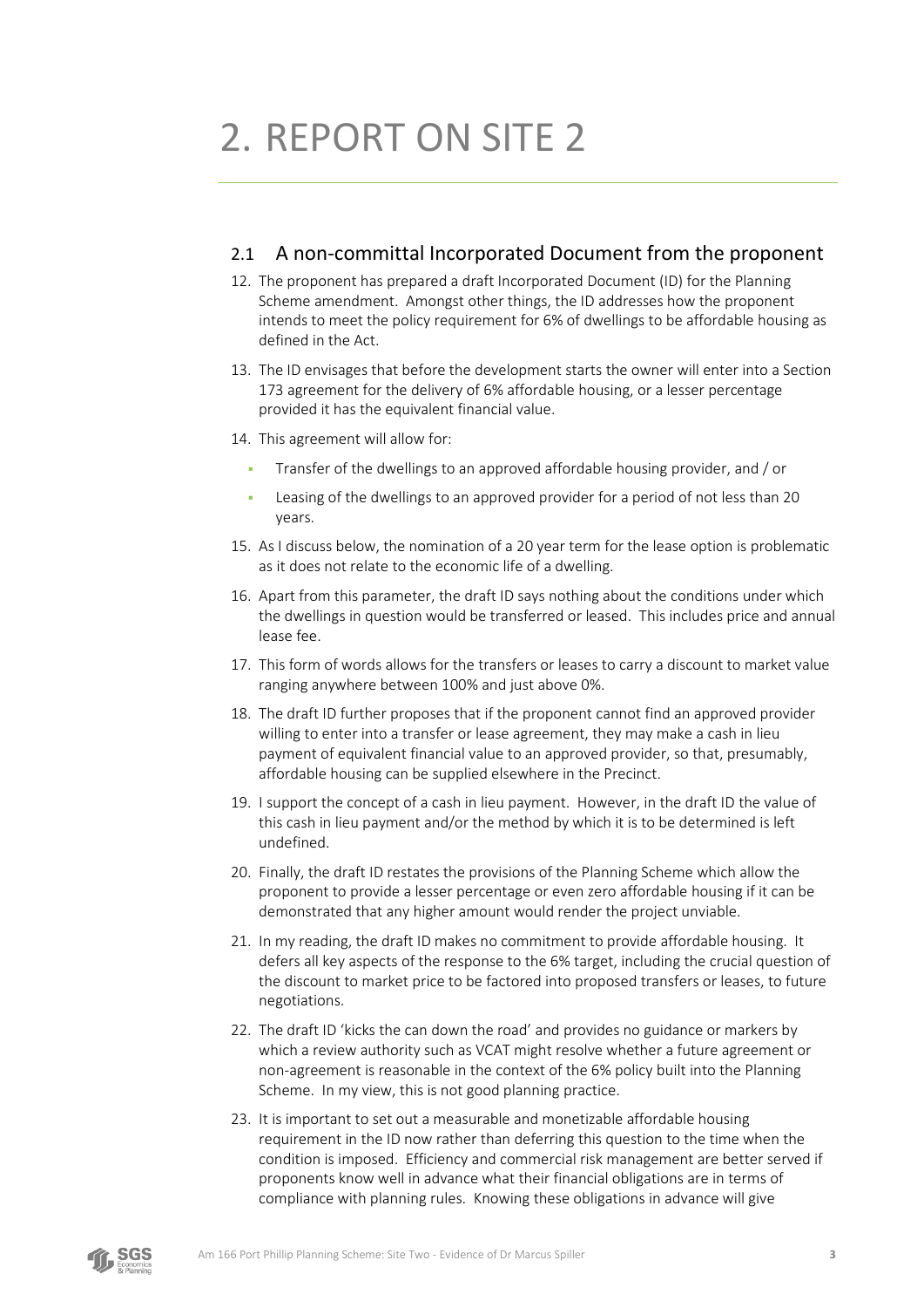# 2. REPORT ON SITE 2

## 2.1 A non-committal Incorporated Document from the proponent

12. The proponent has prepared a draft Incorporated Document (ID) for the Planning Scheme amendment. Amongst other things, the ID addresses how the proponent intends to meet the policy requirement for 6% of dwellings to be affordable housing as defined in the Act.

13. The ID envisages that before the development starts the owner will enter into a Section 173 agreement for the delivery of 6% affordable housing, or a lesser percentage provided it has the equivalent financial value.

14. This agreement will allow for:

    - Transfer of the dwellings to an approved affordable housing provider, and / or
    - Leasing of the dwellings to an approved provider for a period of not less than 20 years.

15. As I discuss below, the nomination of a 20 year term for the lease option is problematic as it does not relate to the economic life of a dwelling.

16. Apart from this parameter, the draft ID says nothing about the conditions under which the dwellings in question would be transferred or leased. This includes price and annual lease fee.

17. This form of words allows for the transfers or leases to carry a discount to market value ranging anywhere between 100% and just above 0%.

18. The draft ID further proposes that if the proponent cannot find an approved provider willing to enter into a transfer or lease agreement, they may make a cash in lieu payment of equivalent financial value to an approved provider, so that, presumably, affordable housing can be supplied elsewhere in the Precinct.

19. I support the concept of a cash in lieu payment. However, in the draft ID the value of this cash in lieu payment and/or the method by which it is to be determined is left undefined.

20. Finally, the draft ID restates the provisions of the Planning Scheme which allow the proponent to provide a lesser percentage or even zero affordable housing if it can be demonstrated that any higher amount would render the project unviable.

21. In my reading, the draft ID makes no commitment to provide affordable housing. It defers all key aspects of the response to the 6% target, including the crucial question of the discount to market price to be factored into proposed transfers or leases, to future negotiations.

22. The draft ID 'kicks the can down the road' and provides no guidance or markers by which a review authority such as VCAT might resolve whether a future agreement or non-agreement is reasonable in the context of the 6% policy built into the Planning Scheme. In my view, this is not good planning practice.

23. It is important to set out a measurable and monetizable affordable housing requirement in the ID now rather than deferring this question to the time when the condition is imposed. Efficiency and commercial risk management are better served if proponents know well in advance what their financial obligations are in terms of compliance with planning rules. Knowing these obligations in advance will give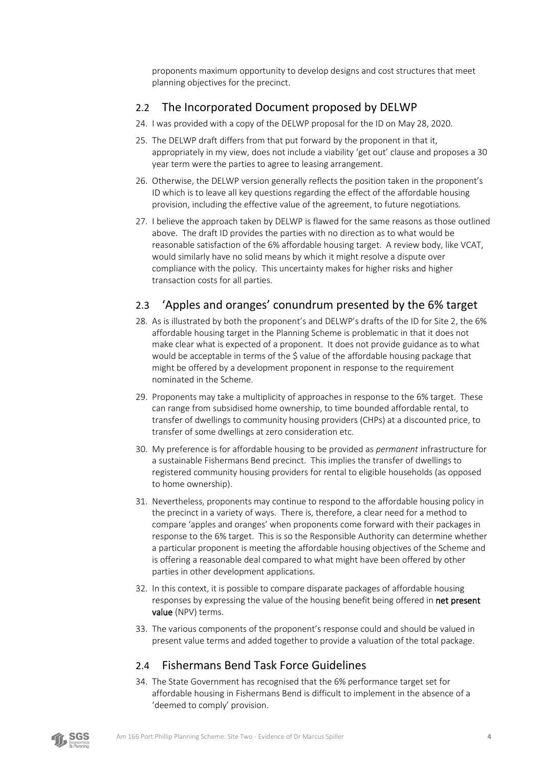proponents maximum opportunity to develop designs and cost structures that meet planning objectives for the precinct.

## 2.2 The Incorporated Document proposed by DELWP

24. I was provided with a copy of the DELWP proposal for the ID on May 28, 2020.
25. The DELWP draft differs from that put forward by the proponent in that it, appropriately in my view, does not include a viability 'get out' clause and proposes a 30 year term were the parties to agree to leasing arrangement.
26. Otherwise, the DELWP version generally reflects the position taken in the proponent's ID which is to leave all key questions regarding the effect of the affordable housing provision, including the effective value of the agreement, to future negotiations.
27. I believe the approach taken by DELWP is flawed for the same reasons as those outlined above. The draft ID provides the parties with no direction as to what would be reasonable satisfaction of the 6% affordable housing target. A review body, like VCAT, would similarly have no solid means by which it might resolve a dispute over compliance with the policy. This uncertainty makes for higher risks and higher transaction costs for all parties.

## 2.3 'Apples and oranges' conundrum presented by the 6% target

28. As is illustrated by both the proponent's and DELWP's drafts of the ID for Site 2, the 6% affordable housing target in the Planning Scheme is problematic in that it does not make clear what is expected of a proponent. It does not provide guidance as to what would be acceptable in terms of the $ value of the affordable housing package that might be offered by a development proponent in response to the requirement nominated in the Scheme.
29. Proponents may take a multiplicity of approaches in response to the 6% target. These can range from subsidised home ownership, to time bounded affordable rental, to transfer of dwellings to community housing providers (CHPs) at a discounted price, to transfer of some dwellings at zero consideration etc.
30. My preference is for affordable housing to be provided as *permanent* infrastructure for a sustainable Fishermans Bend precinct. This implies the transfer of dwellings to registered community housing providers for rental to eligible households (as opposed to home ownership).
31. Nevertheless, proponents may continue to respond to the affordable housing policy in the precinct in a variety of ways. There is, therefore, a clear need for a method to compare 'apples and oranges' when proponents come forward with their packages in response to the 6% target. This is so the Responsible Authority can determine whether a particular proponent is meeting the affordable housing objectives of the Scheme and is offering a reasonable deal compared to what might have been offered by other parties in other development applications.
32. In this context, it is possible to compare disparate packages of affordable housing responses by expressing the value of the housing benefit being offered in **net present value** (NPV) terms.
33. The various components of the proponent's response could and should be valued in present value terms and added together to provide a valuation of the total package.

## 2.4 Fishermans Bend Task Force Guidelines

34. The State Government has recognised that the 6% performance target set for affordable housing in Fishermans Bend is difficult to implement in the absence of a 'deemed to comply' provision.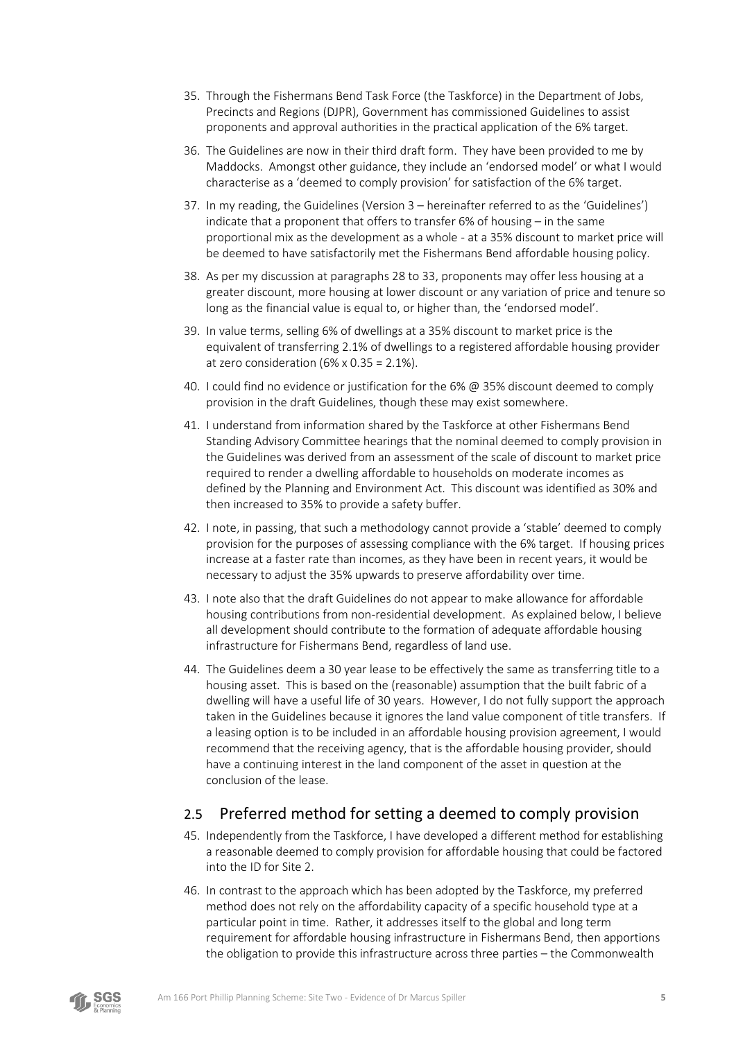35. Through the Fishermans Bend Task Force (the Taskforce) in the Department of Jobs, Precincts and Regions (DJPR), Government has commissioned Guidelines to assist proponents and approval authorities in the practical application of the 6% target.
36. The Guidelines are now in their third draft form. They have been provided to me by Maddocks. Amongst other guidance, they include an 'endorsed model' or what I would characterise as a 'deemed to comply provision' for satisfaction of the 6% target.
37. In my reading, the Guidelines (Version 3 – hereinafter referred to as the 'Guidelines') indicate that a proponent that offers to transfer 6% of housing – in the same proportional mix as the development as a whole - at a 35% discount to market price will be deemed to have satisfactorily met the Fishermans Bend affordable housing policy.
38. As per my discussion at paragraphs 28 to 33, proponents may offer less housing at a greater discount, more housing at lower discount or any variation of price and tenure so long as the financial value is equal to, or higher than, the 'endorsed model'.
39. In value terms, selling 6% of dwellings at a 35% discount to market price is the equivalent of transferring 2.1% of dwellings to a registered affordable housing provider at zero consideration (6% x 0.35 = 2.1%).
40. I could find no evidence or justification for the 6% @ 35% discount deemed to comply provision in the draft Guidelines, though these may exist somewhere.
41. I understand from information shared by the Taskforce at other Fishermans Bend Standing Advisory Committee hearings that the nominal deemed to comply provision in the Guidelines was derived from an assessment of the scale of discount to market price required to render a dwelling affordable to households on moderate incomes as defined by the Planning and Environment Act. This discount was identified as 30% and then increased to 35% to provide a safety buffer.
42. I note, in passing, that such a methodology cannot provide a 'stable' deemed to comply provision for the purposes of assessing compliance with the 6% target. If housing prices increase at a faster rate than incomes, as they have been in recent years, it would be necessary to adjust the 35% upwards to preserve affordability over time.
43. I note also that the draft Guidelines do not appear to make allowance for affordable housing contributions from non-residential development. As explained below, I believe all development should contribute to the formation of adequate affordable housing infrastructure for Fishermans Bend, regardless of land use.
44. The Guidelines deem a 30 year lease to be effectively the same as transferring title to a housing asset. This is based on the (reasonable) assumption that the built fabric of a dwelling will have a useful life of 30 years. However, I do not fully support the approach taken in the Guidelines because it ignores the land value component of title transfers. If a leasing option is to be included in an affordable housing provision agreement, I would recommend that the receiving agency, that is the affordable housing provider, should have a continuing interest in the land component of the asset in question at the conclusion of the lease.

## 2.5 Preferred method for setting a deemed to comply provision

45. Independently from the Taskforce, I have developed a different method for establishing a reasonable deemed to comply provision for affordable housing that could be factored into the ID for Site 2.
46. In contrast to the approach which has been adopted by the Taskforce, my preferred method does not rely on the affordability capacity of a specific household type at a particular point in time. Rather, it addresses itself to the global and long term requirement for affordable housing infrastructure in Fishermans Bend, then apportions the obligation to provide this infrastructure across three parties – the Commonwealth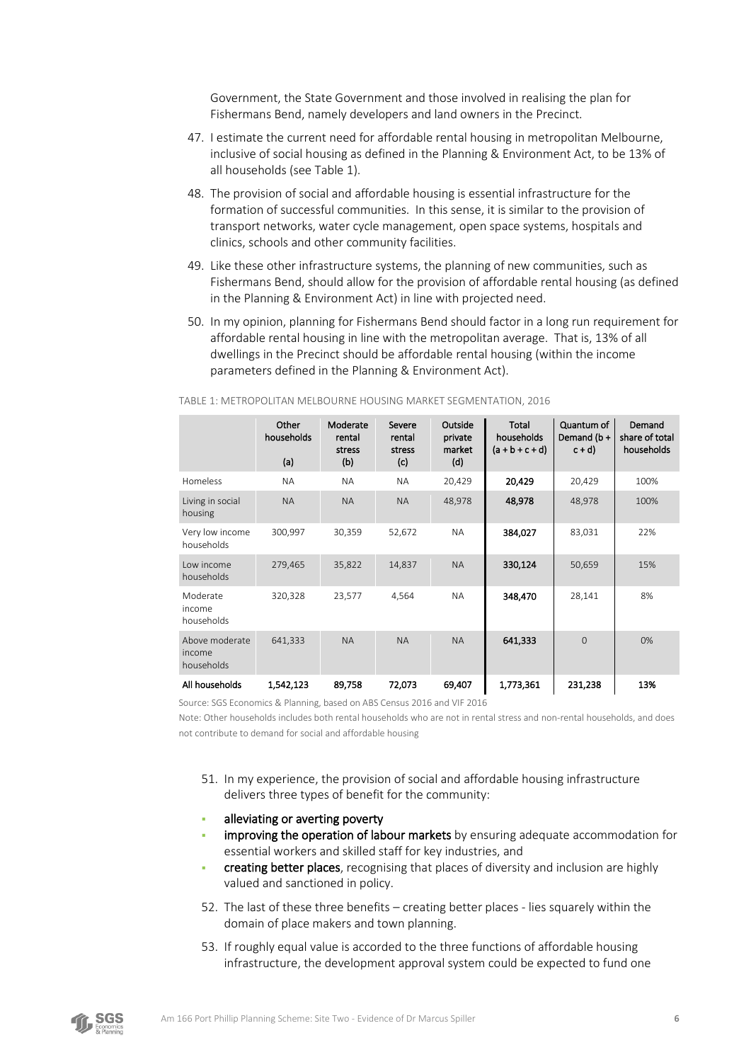Government, the State Government and those involved in realising the plan for Fishermans Bend, namely developers and land owners in the Precinct.

47. I estimate the current need for affordable rental housing in metropolitan Melbourne, inclusive of social housing as defined in the Planning & Environment Act, to be 13% of all households (see Table 1).

48. The provision of social and affordable housing is essential infrastructure for the formation of successful communities. In this sense, it is similar to the provision of transport networks, water cycle management, open space systems, hospitals and clinics, schools and other community facilities.

49. Like these other infrastructure systems, the planning of new communities, such as Fishermans Bend, should allow for the provision of affordable rental housing (as defined in the Planning & Environment Act) in line with projected need.

50. In my opinion, planning for Fishermans Bend should factor in a long run requirement for affordable rental housing in line with the metropolitan average. That is, 13% of all dwellings in the Precinct should be affordable rental housing (within the income parameters defined in the Planning & Environment Act).

TABLE 1: METROPOLITAN MELBOURNE HOUSING MARKET SEGMENTATION, 2016

| | Other households (a) | Moderate rental stress (b) | Severe rental stress (c) | Outside private market (d) | Total households (a + b + c + d) | Quantum of Demand (b + c + d) | Demand share of total households |
|---|---|---|---|---|---|---|---|
| Homeless | NA | NA | NA | 20,429 | **20,429** | 20,429 | 100% |
| Living in social housing | NA | NA | NA | 48,978 | **48,978** | 48,978 | 100% |
| Very low income households | 300,997 | 30,359 | 52,672 | NA | **384,027** | 83,031 | 22% |
| Low income households | 279,465 | 35,822 | 14,837 | NA | **330,124** | 50,659 | 15% |
| Moderate income households | 320,328 | 23,577 | 4,564 | NA | **348,470** | 28,141 | 8% |
| Above moderate income households | 641,333 | NA | NA | NA | **641,333** | 0 | 0% |
| **All households** | **1,542,123** | **89,758** | **72,073** | **69,407** | **1,773,361** | **231,238** | **13%** |

Source: SGS Economics & Planning, based on ABS Census 2016 and VIF 2016

Note: Other households includes both rental households who are not in rental stress and non-rental households, and does not contribute to demand for social and affordable housing

51. In my experience, the provision of social and affordable housing infrastructure delivers three types of benefit for the community:

- **alleviating or averting poverty**
- **improving the operation of labour markets** by ensuring adequate accommodation for essential workers and skilled staff for key industries, and
- **creating better places**, recognising that places of diversity and inclusion are highly valued and sanctioned in policy.

52. The last of these three benefits – creating better places - lies squarely within the domain of place makers and town planning.

53. If roughly equal value is accorded to the three functions of affordable housing infrastructure, the development approval system could be expected to fund one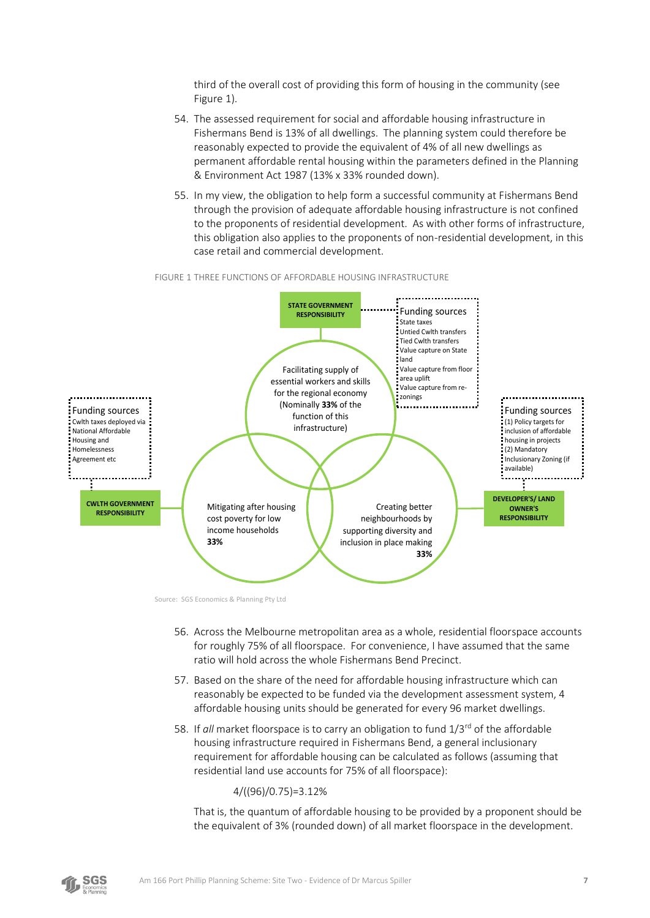third of the overall cost of providing this form of housing in the community (see Figure 1).

54. The assessed requirement for social and affordable housing infrastructure in Fishermans Bend is 13% of all dwellings. The planning system could therefore be reasonably expected to provide the equivalent of 4% of all new dwellings as permanent affordable rental housing within the parameters defined in the Planning & Environment Act 1987 (13% x 33% rounded down).

55. In my view, the obligation to help form a successful community at Fishermans Bend through the provision of adequate affordable housing infrastructure is not confined to the proponents of residential development. As with other forms of infrastructure, this obligation also applies to the proponents of non-residential development, in this case retail and commercial development.

FIGURE 1 THREE FUNCTIONS OF AFFORDABLE HOUSING INFRASTRUCTURE

**STATE GOVERNMENT RESPONSIBILITY**

Funding sources
- State taxes
- Untied Cwlth transfers
- Tied Cwlth transfers
- Value capture on State land
- Value capture from floor area uplift
- Value capture from re-zonings

Facilitating supply of essential workers and skills for the regional economy (Nominally **33%** of the function of this infrastructure)

**CWLTH GOVERNMENT RESPONSIBILITY**

Funding sources
- Cwlth taxes deployed via National Affordable Housing and Homelessness Agreement etc

Mitigating after housing cost poverty for low income households **33%**

**DEVELOPER'S/ LAND OWNER'S RESPONSIBILITY**

Funding sources
- (1) Policy targets for inclusion of affordable housing in projects
- (2) Mandatory Inclusionary Zoning (if available)

Creating better neighbourhoods by supporting diversity and inclusion in place making **33%**

Source: SGS Economics & Planning Pty Ltd

56. Across the Melbourne metropolitan area as a whole, residential floorspace accounts for roughly 75% of all floorspace. For convenience, I have assumed that the same ratio will hold across the whole Fishermans Bend Precinct.

57. Based on the share of the need for affordable housing infrastructure which can reasonably be expected to be funded via the development assessment system, 4 affordable housing units should be generated for every 96 market dwellings.

58. If *all* market floorspace is to carry an obligation to fund 1/3rd of the affordable housing infrastructure required in Fishermans Bend, a general inclusionary requirement for affordable housing can be calculated as follows (assuming that residential land use accounts for 75% of all floorspace):

$$4/((96)/0.75)=3.12\%$$

That is, the quantum of affordable housing to be provided by a proponent should be the equivalent of 3% (rounded down) of all market floorspace in the development.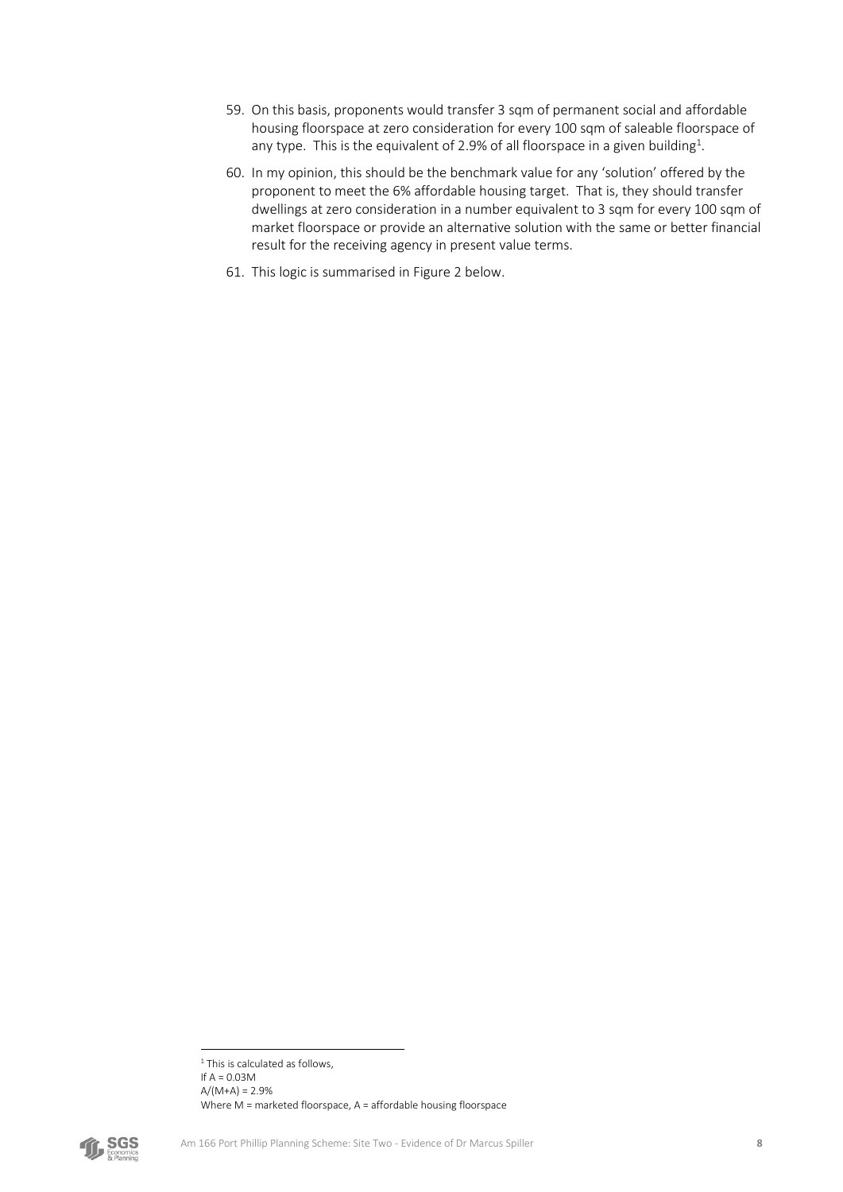59. On this basis, proponents would transfer 3 sqm of permanent social and affordable housing floorspace at zero consideration for every 100 sqm of saleable floorspace of any type. This is the equivalent of 2.9% of all floorspace in a given building[1].

60. In my opinion, this should be the benchmark value for any 'solution' offered by the proponent to meet the 6% affordable housing target. That is, they should transfer dwellings at zero consideration in a number equivalent to 3 sqm for every 100 sqm of market floorspace or provide an alternative solution with the same or better financial result for the receiving agency in present value terms.

61. This logic is summarised in Figure 2 below.

---

[1] This is calculated as follows,

If $A = 0.03M$

$A/(M+A) = 2.9\%$

Where M = marketed floorspace, A = affordable housing floorspace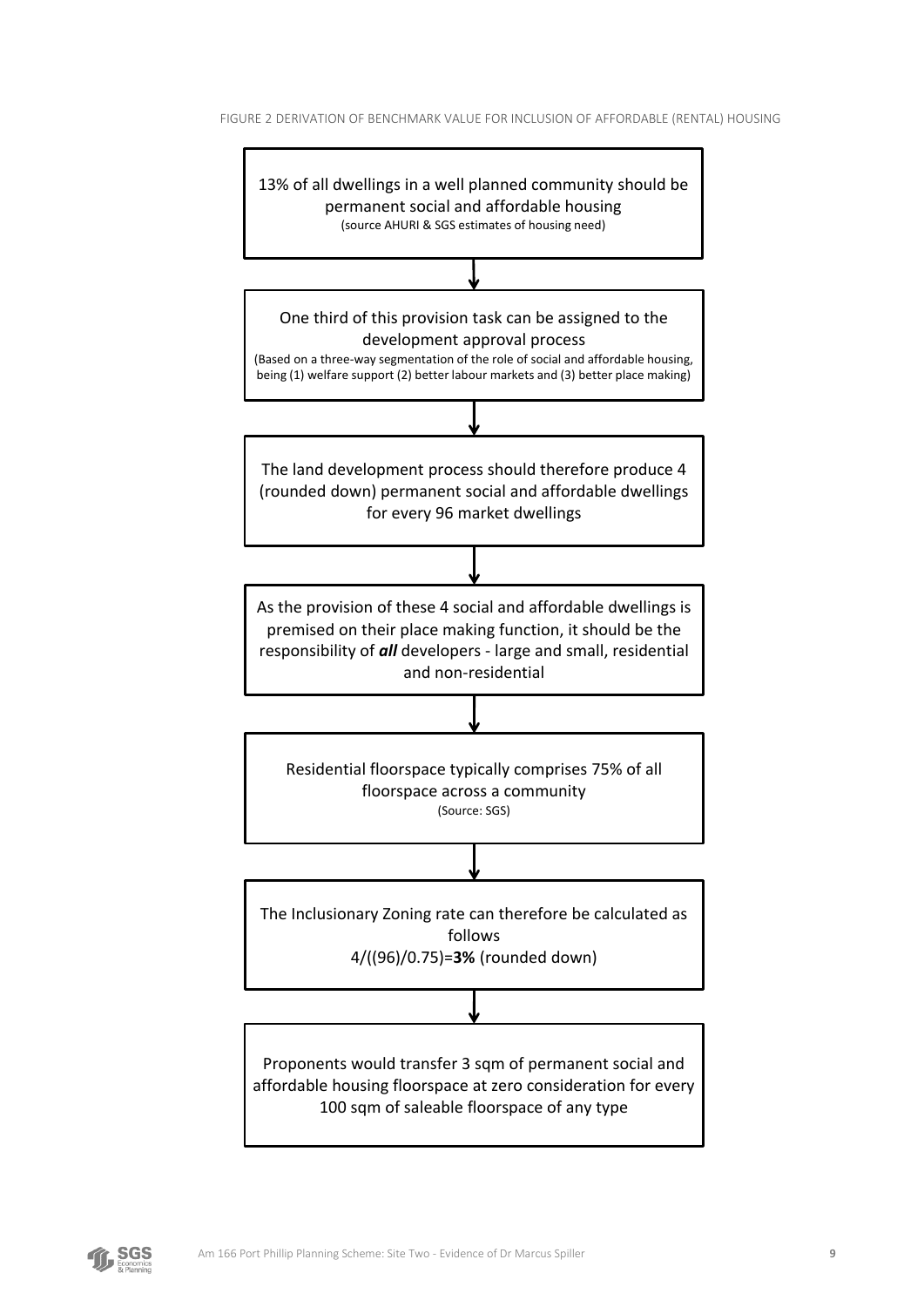FIGURE 2 DERIVATION OF BENCHMARK VALUE FOR INCLUSION OF AFFORDABLE (RENTAL) HOUSING

13% of all dwellings in a well planned community should be permanent social and affordable housing
(source AHURI & SGS estimates of housing need)

↓

One third of this provision task can be assigned to the development approval process
(Based on a three-way segmentation of the role of social and affordable housing, being (1) welfare support (2) better labour markets and (3) better place making)

↓

The land development process should therefore produce 4 (rounded down) permanent social and affordable dwellings for every 96 market dwellings

↓

As the provision of these 4 social and affordable dwellings is premised on their place making function, it should be the responsibility of ***all*** developers - large and small, residential and non-residential

↓

Residential floorspace typically comprises 75% of all floorspace across a community
(Source: SGS)

↓

The Inclusionary Zoning rate can therefore be calculated as follows
4/((96)/0.75)=**3%** (rounded down)

↓

Proponents would transfer 3 sqm of permanent social and affordable housing floorspace at zero consideration for every 100 sqm of saleable floorspace of any type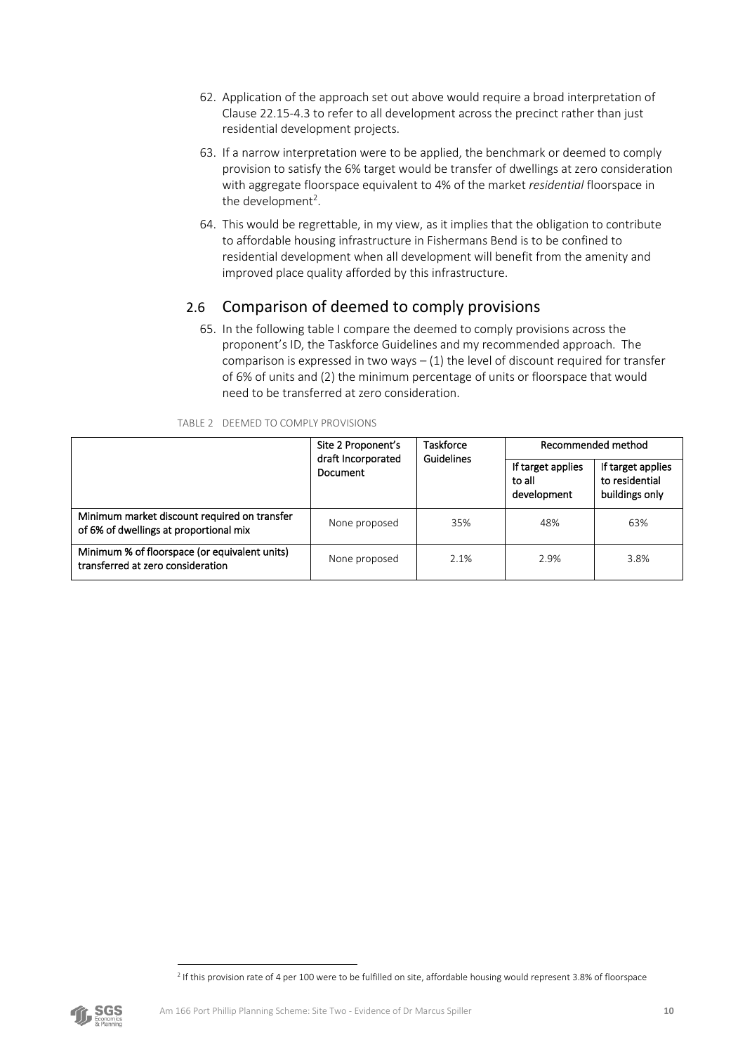62. Application of the approach set out above would require a broad interpretation of Clause 22.15-4.3 to refer to all development across the precinct rather than just residential development projects.

63. If a narrow interpretation were to be applied, the benchmark or deemed to comply provision to satisfy the 6% target would be transfer of dwellings at zero consideration with aggregate floorspace equivalent to 4% of the market *residential* floorspace in the development[2].

64. This would be regrettable, in my view, as it implies that the obligation to contribute to affordable housing infrastructure in Fishermans Bend is to be confined to residential development when all development will benefit from the amenity and improved place quality afforded by this infrastructure.

## 2.6 Comparison of deemed to comply provisions

65. In the following table I compare the deemed to comply provisions across the proponent's ID, the Taskforce Guidelines and my recommended approach. The comparison is expressed in two ways – (1) the level of discount required for transfer of 6% of units and (2) the minimum percentage of units or floorspace that would need to be transferred at zero consideration.

TABLE 2 DEEMED TO COMPLY PROVISIONS

| | Site 2 Proponent's draft Incorporated Document | Taskforce Guidelines | Recommended method | |
|---|---|---|---|---|
| | | | If target applies to all development | If target applies to residential buildings only |
| **Minimum market discount required on transfer of 6% of dwellings at proportional mix** | None proposed | 35% | 48% | 63% |
| **Minimum % of floorspace (or equivalent units) transferred at zero consideration** | None proposed | 2.1% | 2.9% | 3.8% |

[2] If this provision rate of 4 per 100 were to be fulfilled on site, affordable housing would represent 3.8% of floorspace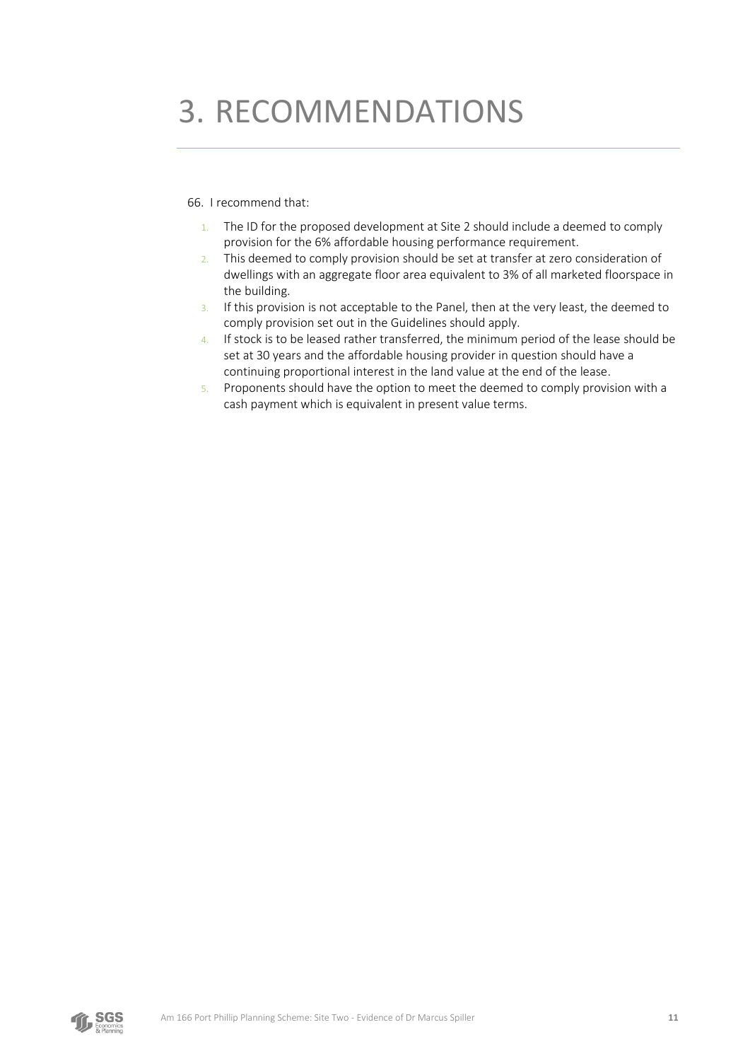# 3. RECOMMENDATIONS

66. I recommend that:

    1. The ID for the proposed development at Site 2 should include a deemed to comply provision for the 6% affordable housing performance requirement.
    2. This deemed to comply provision should be set at transfer at zero consideration of dwellings with an aggregate floor area equivalent to 3% of all marketed floorspace in the building.
    3. If this provision is not acceptable to the Panel, then at the very least, the deemed to comply provision set out in the Guidelines should apply.
    4. If stock is to be leased rather transferred, the minimum period of the lease should be set at 30 years and the affordable housing provider in question should have a continuing proportional interest in the land value at the end of the lease.
    5. Proponents should have the option to meet the deemed to comply provision with a cash payment which is equivalent in present value terms.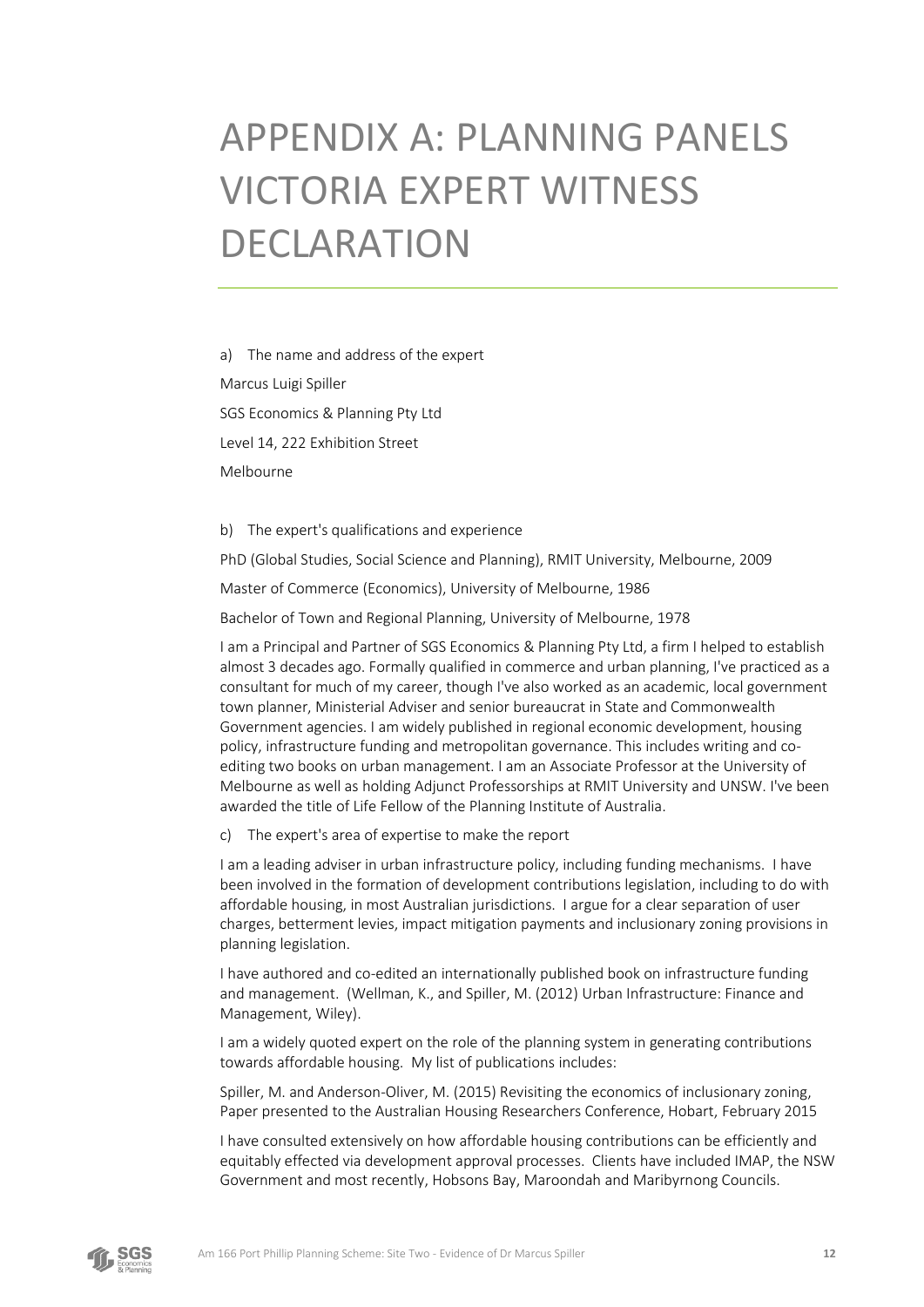# APPENDIX A: PLANNING PANELS VICTORIA EXPERT WITNESS DECLARATION

a) The name and address of the expert

Marcus Luigi Spiller

SGS Economics & Planning Pty Ltd

Level 14, 222 Exhibition Street

Melbourne

b) The expert's qualifications and experience

PhD (Global Studies, Social Science and Planning), RMIT University, Melbourne, 2009

Master of Commerce (Economics), University of Melbourne, 1986

Bachelor of Town and Regional Planning, University of Melbourne, 1978

I am a Principal and Partner of SGS Economics & Planning Pty Ltd, a firm I helped to establish almost 3 decades ago. Formally qualified in commerce and urban planning, I've practiced as a consultant for much of my career, though I've also worked as an academic, local government town planner, Ministerial Adviser and senior bureaucrat in State and Commonwealth Government agencies. I am widely published in regional economic development, housing policy, infrastructure funding and metropolitan governance. This includes writing and co-editing two books on urban management. I am an Associate Professor at the University of Melbourne as well as holding Adjunct Professorships at RMIT University and UNSW. I've been awarded the title of Life Fellow of the Planning Institute of Australia.

c) The expert's area of expertise to make the report

I am a leading adviser in urban infrastructure policy, including funding mechanisms. I have been involved in the formation of development contributions legislation, including to do with affordable housing, in most Australian jurisdictions. I argue for a clear separation of user charges, betterment levies, impact mitigation payments and inclusionary zoning provisions in planning legislation.

I have authored and co-edited an internationally published book on infrastructure funding and management. (Wellman, K., and Spiller, M. (2012) Urban Infrastructure: Finance and Management, Wiley).

I am a widely quoted expert on the role of the planning system in generating contributions towards affordable housing. My list of publications includes:

Spiller, M. and Anderson-Oliver, M. (2015) Revisiting the economics of inclusionary zoning, Paper presented to the Australian Housing Researchers Conference, Hobart, February 2015

I have consulted extensively on how affordable housing contributions can be efficiently and equitably effected via development approval processes. Clients have included IMAP, the NSW Government and most recently, Hobsons Bay, Maroondah and Maribyrnong Councils.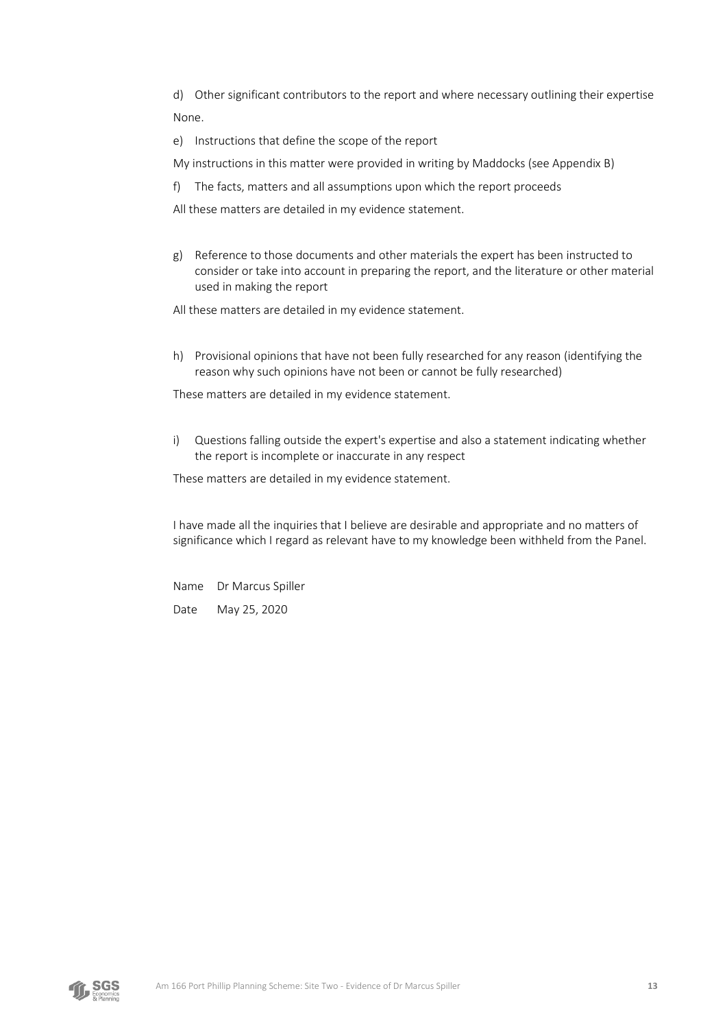d) Other significant contributors to the report and where necessary outlining their expertise

None.

e) Instructions that define the scope of the report

My instructions in this matter were provided in writing by Maddocks (see Appendix B)

f) The facts, matters and all assumptions upon which the report proceeds

All these matters are detailed in my evidence statement.

g) Reference to those documents and other materials the expert has been instructed to consider or take into account in preparing the report, and the literature or other material used in making the report

All these matters are detailed in my evidence statement.

h) Provisional opinions that have not been fully researched for any reason (identifying the reason why such opinions have not been or cannot be fully researched)

These matters are detailed in my evidence statement.

i) Questions falling outside the expert's expertise and also a statement indicating whether the report is incomplete or inaccurate in any respect

These matters are detailed in my evidence statement.

I have made all the inquiries that I believe are desirable and appropriate and no matters of significance which I regard as relevant have to my knowledge been withheld from the Panel.

Name Dr Marcus Spiller

Date May 25, 2020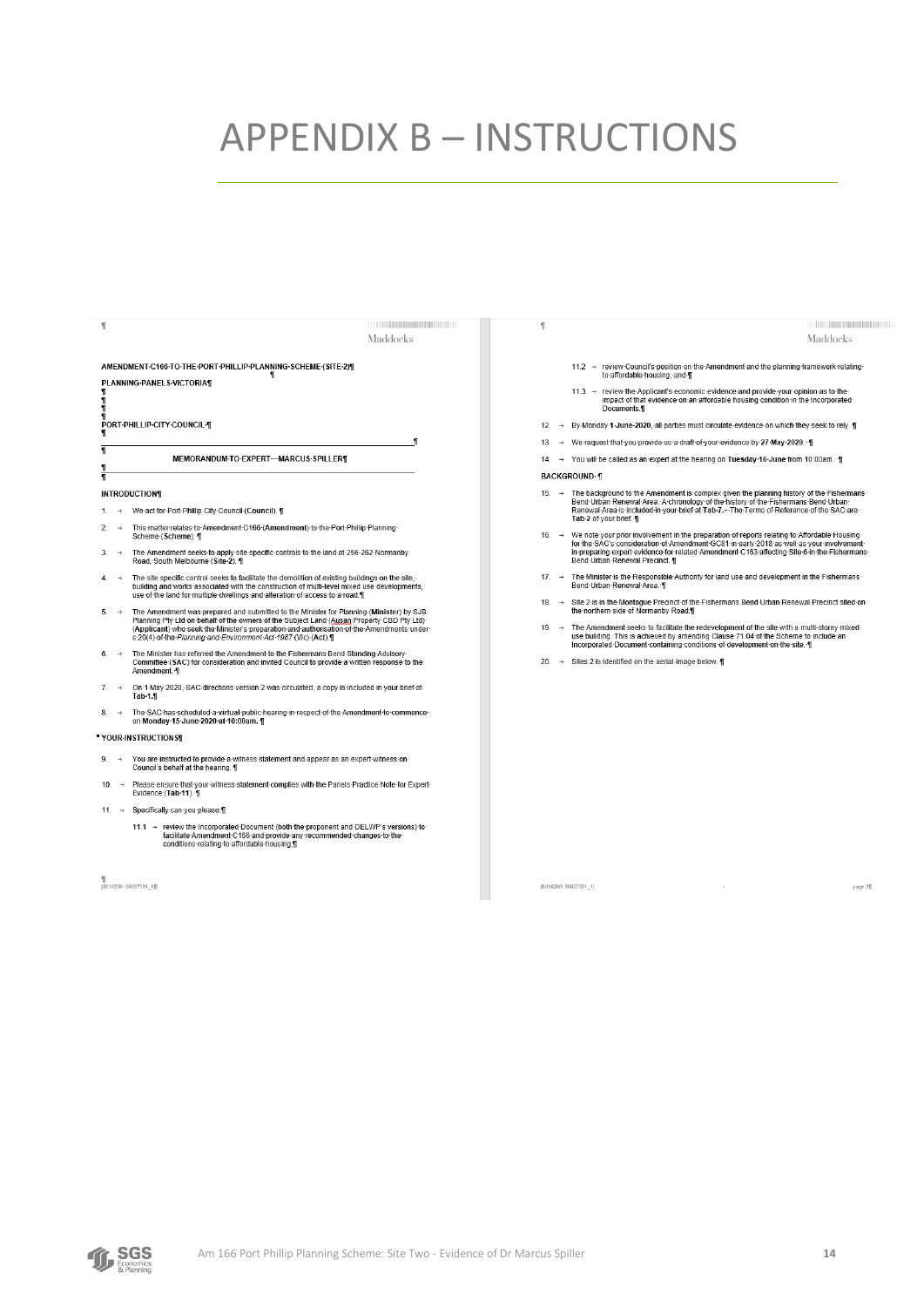# APPENDIX B – INSTRUCTIONS

Maddocks

AMENDMENT C166 TO THE PORT PHILLIP PLANNING SCHEME (SITE 2)

PLANNING PANELS VICTORIA

PORT PHILLIP CITY COUNCIL

MEMORANDUM TO EXPERT – MARCUS SPILLER

**INTRODUCTION**

1. We act for Port Phillip City Council (**Council**).
2. This matter relates to Amendment C166 (**Amendment**) to the Port Phillip Planning Scheme (**Scheme**).
3. The Amendment seeks to apply site specific controls to the land at 256-262 Normanby Road, South Melbourne (**Site 2**).
4. The site specific control seeks to facilitate the demolition of existing buildings on the site, building and works associated with the construction of multi-level mixed use developments, use of the land for multiple dwellings and alteration of access to a road.
5. The Amendment was prepared and submitted to the Minister for Planning (**Minister**) by SJB Planning Pty Ltd on behalf of the owners of the Subject Land (Ausan Property CBD Pty Ltd) (**Applicant**) who seek the Minister's preparation and authorisation of the Amendments under s 20(4) of the *Planning and Environment Act 1987* (Vic) (**Act**).
6. The Minister has referred the Amendment to the Fishermans Bend Standing Advisory Committee (**SAC**) for consideration and invited Council to provide a written response to the Amendment.
7. On 1 May 2020, SAC directions version 2 was circulated, a copy is included in your brief at **Tab 1**.
8. The SAC has scheduled a virtual public hearing in respect of the Amendment to commence on **Monday 15 June 2020 at 10:00am**.

**YOUR INSTRUCTIONS**

9. You are instructed to provide a witness statement and appear as an expert witness on Council's behalf at the hearing.
10. Please ensure that your witness statement complies with the Panels Practice Note for Expert Evidence (**Tab 11**).
11. Specifically can you please:

    11.1 review the Incorporated Document (both the proponent and DELWP's versions) to facilitate Amendment C166 and provide any recommended changes to the conditions relating to affordable housing;

    11.2 review Council's position on the Amendment and the planning framework relating to affordable housing; and

    11.3 review the Applicant's economic evidence and provide your opinion as to the impact of that evidence on an affordable housing condition in the Incorporated Documents.

12. By Monday **1 June 2020**, all parties must circulate evidence on which they seek to rely.
13. We request that you provide us a draft of your evidence by **27 May 2020**.
14. You will be called as an expert at the hearing on **Tuesday 16 June** from 10:00am.

**BACKGROUND**

15. The background to the Amendment is complex given the planning history of the Fishermans Bend Urban Renewal Area. A chronology of the history of the Fishermans Bend Urban Renewal Area is included in your brief at **Tab 7**. The Terms of Reference of the SAC are **Tab 2** of your brief.
16. We note your prior involvement in the preparation of reports relating to Affordable Housing for the SAC's consideration of Amendment GC81 in early 2018 as well as your involvement in preparing expert evidence for related Amendment C163 affecting Site 6 in the Fishermans Bend Urban Renewal Precinct.
17. The Minister is the Responsible Authority for land use and development in the Fishermans Bend Urban Renewal Area.
18. Site 2 is in the Montague Precinct of the Fishermans Bend Urban Renewal Precinct sited on the northern side of Normanby Road.
19. The Amendment seeks to facilitate the redevelopment of the site with a multi-storey mixed use building. This is achieved by amending Clause 71.04 of the Scheme to include an Incorporated Document containing conditions of development on the site.
20. Sites 2 is identified on the aerial image below.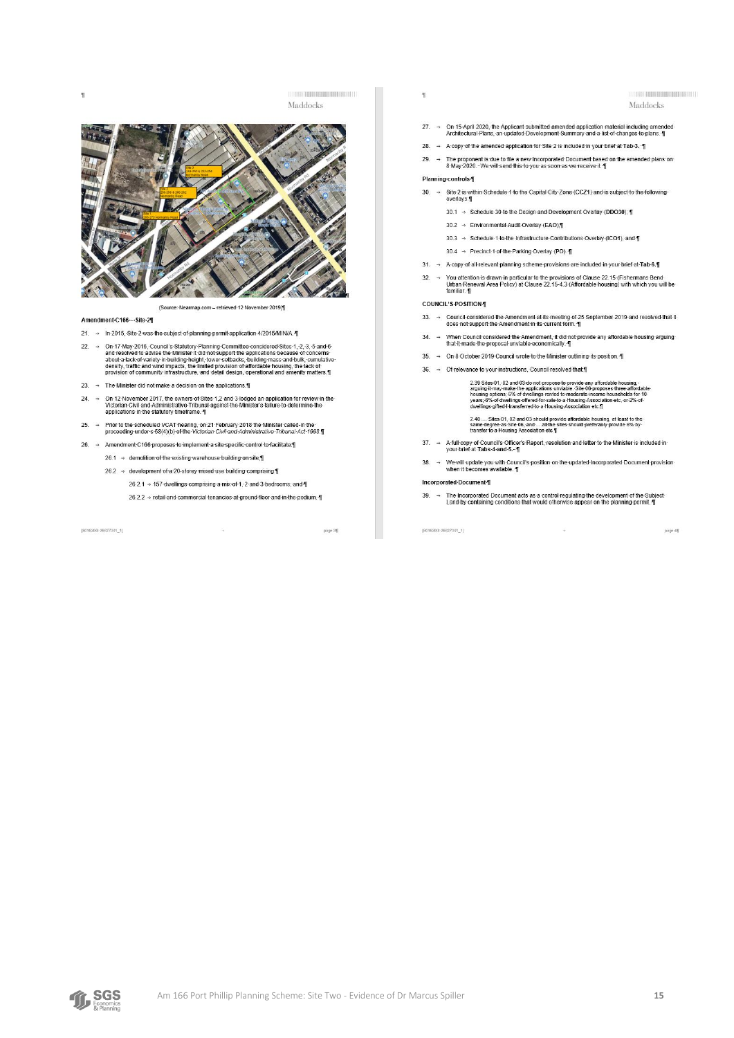(Source: Nearmap.com – retrieved 12 November 2019)

**Amendment C166 – Site 2**

21. In 2015, Site 2 was the subject of planning permit application 4/2015/MIN/A.

22. On 17 May 2016, Council's Statutory Planning Committee considered Sites 1, 2, 3, 5 and 6 and resolved to advise the Minister it did not support the applications because of concerns about a lack of variety in building height, tower setbacks, building mass and bulk, cumulative density, traffic and wind impacts, the limited provision of affordable housing, the lack of provision of community infrastructure, and detail design, operational and amenity matters.

23. The Minister did not make a decision on the applications.

24. On 12 November 2017, the owners of Sites 1,2 and 3 lodged an application for review in the Victorian Civil and Administrative Tribunal against the Minister's failure to determine the applications in the statutory timeframe.

25. Prior to the scheduled VCAT hearing, on 21 February 2018 the Minister called-in the proceeding under s 58(4)(b) of the *Victorian Civil and Administrative Tribunal Act 1998*.

26. Amendment C166 proposes to implement a site specific control to facilitate:

    26.1 demolition of the existing warehouse building on site;

    26.2 development of a 20 storey mixed use building comprising:

        26.2.1 157 dwellings comprising a mix of 1, 2 and 3 bedrooms; and

        26.2.2 retail and commercial tenancies at ground floor and in the podium.

27. On 15 April 2020, the Applicant submitted amended application material including amended Architectural Plans, an updated Development Summary and a list of changes to plans.

28. A copy of the amended application for Site 2 is included in your brief at **Tab 3**.

29. The proponent is due to file a new Incorporated Document based on the amended plans on 8 May 2020. We will send this to you as soon as we receive it.

**Planning controls**

30. Site 2 is within Schedule 1 to the Capital City Zone (**CCZ1**) and is subject to the following overlays:

    30.1 Schedule 30 to the Design and Development Overlay (**DDO30**);

    30.2 Environmental Audit Overlay (**EAO**);

    30.3 Schedule 1 to the Infrastructure Contributions Overlay (**ICO1**); and

    30.4 Precinct 1 of the Parking Overlay (**PO**).

31. A copy of all relevant planning scheme provisions are included in your brief at **Tab 6**.

32. You attention is drawn in particular to the provisions of Clause 22.15 (Fishermans Bend Urban Renewal Area Policy) at Clause 22.15-4.3 (Affordable housing) with which you will be familiar.

**COUNCIL'S POSITION**

33. Council considered the Amendment at its meeting of 25 September 2019 and resolved that it does not support the Amendment in its current form.

34. When Council considered the Amendment, it did not provide any affordable housing arguing that it made the proposal unviable economically.

35. On 8 October 2019 Council wrote to the Minister outlining its position.

36. Of relevance to your instructions, Council resolved that:

> 2.39 Sites 01, 02 and 03 do not propose to provide any affordable housing, arguing it may make the applications unviable. Site 06 proposes three affordable housing options: 6% of dwellings rented to moderate income households for 10 years, 6% of dwellings offered for sale to a Housing Association etc, or 2% of dwellings gifted / transferred to a Housing Association etc.
>
> 2.40 ... Sites 01, 02 and 03 should provide affordable housing, at least to the same degree as Site 06, and ... all the sites should preferably provide 6% by transfer to a Housing Association etc.

37. A full copy of Council's Officer's Report, resolution and letter to the Minister is included in your brief at **Tabs 4 and 5**.

38. We will update you with Council's position on the updated Incorporated Document provision when it becomes available.

**Incorporated Document**

39. The Incorporated Document acts as a control regulating the development of the Subject Land by containing conditions that would otherwise appear on the planning permit.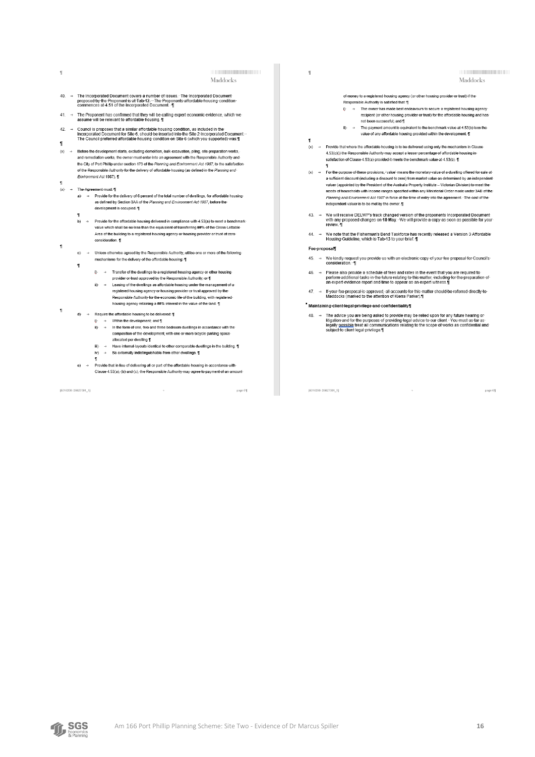40. The Incorporated Document covers a number of issues. The Incorporated Document proposed by the Proponent is at Tab 12. The Proponents affordable housing condition commences at 4.51 of the Incorporated Document.

41. The Proponent has confirmed that they will be calling expert economic evidence, which we assume will be relevant to affordable housing.

42. Council is proposes that a similar affordable housing condition, as included in the Incorporated Document for Site 6, should be inserted into the Site 2 Incorporated Document. The Council preferred affordable housing condition on Site 6 (which you supported) was:

(x) Before the development starts, excluding demolition, bulk excavation, piling, site preparation works, and remediation works, the owner must enter into an agreement with the Responsible Authority and the City of Port Phillip under section 173 of the *Planning and Environment Act 1987*, to the satisfaction of the Responsible Authority for the delivery of affordable housing (as defined in the *Planning and Environment Act 1987*).

(x) The Agreement must:

a) Provide for the delivery of 6 percent of the total number of dwellings, for affordable housing as defined by Section 3AA of the *Planning and Environment Act 1987*, before the development is occupied.

b) Provide for the affordable housing delivered in compliance with 4.53(a) to meet a benchmark value which shall be no less than the equivalent of transferring ##% of the Gross Lettable Area of the building to a registered housing agency or housing provider or trust at zero consideration.

c) Unless otherwise agreed by the Responsible Authority, utilise one or more of the following mechanisms for the delivery of the affordable housing:

i) Transfer of the dwellings to a registered housing agency or other housing provider or trust approved by the Responsible Authority, or

ii) Leasing of the dwellings as affordable housing under the management of a registered housing agency or housing provider or trust approved by the Responsible Authority for the economic life of the building, with registered housing agency retaining a ##% interest in the value of the land.

d) Require the affordable housing to be delivered:

i) Within the development; and

ii) In the form of one, two and three bedroom dwellings in accordance with the composition of the development, with one or more bicycle parking space allocated per dwelling.

iii) Have internal layouts identical to other comparable dwellings in the building.

iv) Be externally indistinguishable from other dwellings.

e) Provide that in lieu of delivering all or part of the affordable housing in accordance with Clause 4.53(a), (b) and (c), the Responsible Authority may agree to payment of an amount of money to a registered housing agency (or other housing provider or trust) if the Responsible Authority is satisfied that:

i) The owner has made best endeavours to secure a registered housing agency recipient (or other housing provider or trust) for the affordable housing and has not been successful; and

ii) The payment amount is equivalent to the benchmark value at 4.53(b) less the value of any affordable housing provided within the development.

(x) Provide that where the affordable housing is to be delivered using only the mechanism in Clause 4.53(c)(i) the Responsible Authority may accept a lesser percentage of affordable housing in satisfaction of Clause 4.53(a) provided it meets the benchmark value at 4.53(b).

(x) For the purpose of these provisions, 'value' means the monetary value of a dwelling offered for sale at a sufficient discount (including a discount to zero) from market value as determined by an independent valuer (appointed by the President of the Australia Property Institute – Victorian Division) to meet the needs of households with income ranges specified within any Ministerial Order made under 3AB of the *Planning and Environment Act 1987* in force at the time of entry into the agreement. The cost of the independent valuer is to be met by the owner.

43. We will receive DELWP's track changed version of the proponents Incorporated Document with any proposed changes on 18 May. We will provide a copy as soon as possible for your review.

44. We note that the Fisherman's Bend Taskforce has recently released a Version 3 Affordable Housing Guideline, which is Tab 13 to your brief.

## Fee proposal

45. We kindly request you provide us with an electronic copy of your fee proposal for Council's consideration.

46. Please also provide a schedule of fees and rates in the event that you are required to perform additional tasks in the future relating to this matter, including for the preparation of an expert evidence report and time to appear as an expert witness.

47. If your fee proposal is approved, all accounts for this matter should be referred directly to Maddocks (marked to the attention of Kierra Parker).

## Maintaining client legal privilege and confidentiality

48. The advice you are being asked to provide may be relied upon for any future hearing or litigation and for the purposes of providing legal advice to our client. You must as far as legally possible treat all communications relating to the scope of works as confidential and subject to client legal privilege.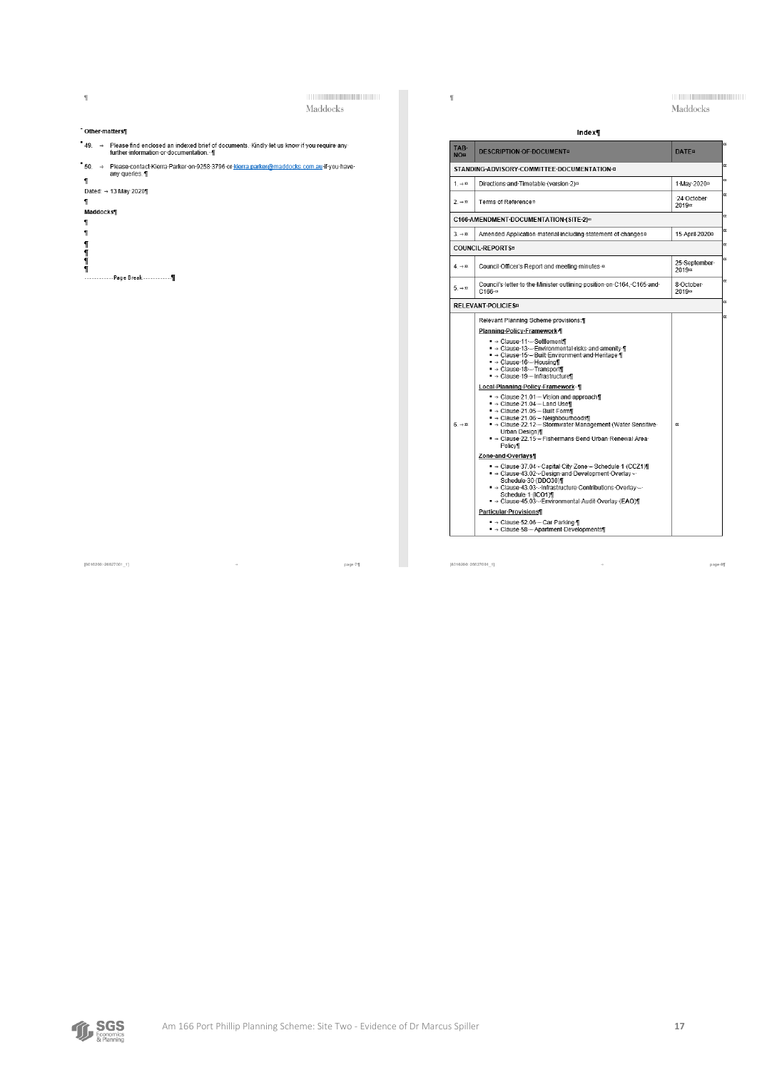**Other matters**

49. Please find enclosed an indexed brief of documents. Kindly let us know if you require any further information or documentation.

50. Please contact Kierra Parker on 9258 3796 or kierra.parker@maddocks.com.au if you have any queries.

Dated: 13 May 2020

**Maddocks**

**Index**

| TAB NO | DESCRIPTION OF DOCUMENT | DATE |
|---|---|---|
| **STANDING ADVISORY COMMITTEE DOCUMENTATION** | | |
| 1. | Directions and Timetable (version 2) | 1 May 2020 |
| 2. | Terms of Reference | 24 October 2019 |
| **C166 AMENDMENT DOCUMENTATION (SITE 2)** | | |
| 3. | Amended Application material including statement of changes | 15 April 2020 |
| **COUNCIL REPORTS** | | |
| 4. | Council Officer's Report and meeting minutes | 25 September 2019 |
| 5. | Council's letter to the Minister outlining position on C164, C165 and C166 | 8 October 2019 |
| **RELEVANT POLICIES** | | |
| 6. | Relevant Planning Scheme provisions:<br>**Planning Policy Framework**<br>• Clause 11 – Settlement<br>• Clause 13 – Environmental risks and amenity<br>• Clause 15 – Built Environment and Heritage<br>• Clause 16 – Housing<br>• Clause 18 – Transport<br>• Clause 19 – Infrastructure<br>**Local Planning Policy Framework**<br>• Clause 21.01 – Vision and approach<br>• Clause 21.04 – Land Use<br>• Clause 21.05 – Built Form<br>• Clause 21.06 – Neighbourhoods<br>• Clause 22.12 – Stormwater Management (Water Sensitive Urban Design)<br>• Clause 22.15 – Fishermans Bend Urban Renewal Area Policy<br>**Zone and Overlays**<br>• Clause 37.04 - Capital City Zone – Schedule 1 (CCZ1)<br>• Clause 43.02 - Design and Development Overlay – Schedule 30 (DDO30)<br>• Clause 43.03 - Infrastructure Contributions Overlay – Schedule 1 (ICO1)<br>• Clause 45.03 - Environmental Audit Overlay (EAO)<br>**Particular Provisions**<br>• Clause 52.06 – Car Parking<br>• Clause 58 – Apartment Developments | |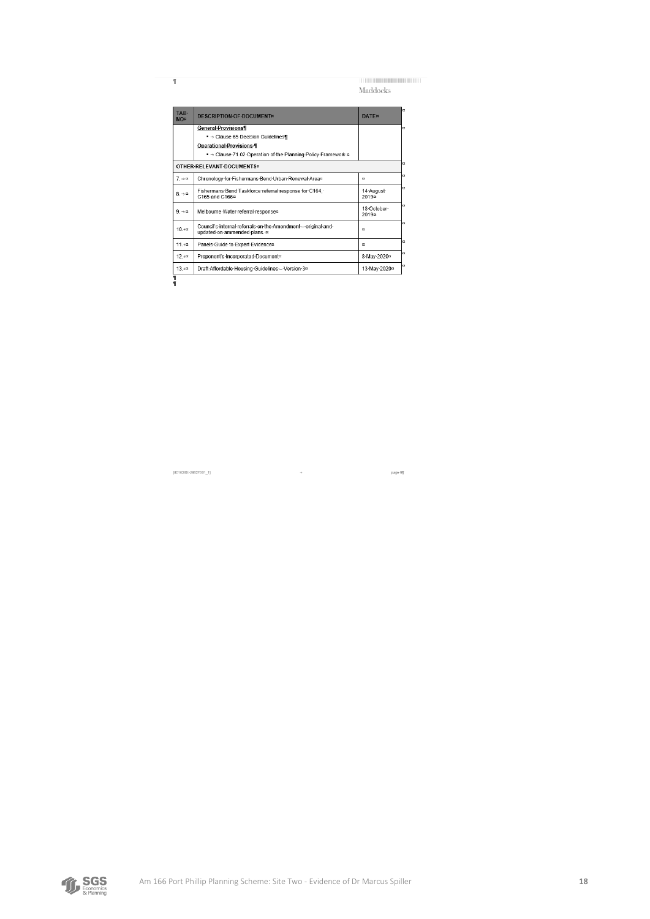Maddocks

| TAB NO | DESCRIPTION OF DOCUMENT | DATE |
|---|---|---|
| | **General Provisions**<br>• Clause 65 Decision Guidelines<br>**Operational Provisions**<br>• Clause 71.02 Operation of the Planning Policy Framework | |
| **OTHER RELEVANT DOCUMENTS** | | |
| 7. | Chronology for Fishermans Bend Urban Renewal Area | |
| 8. | Fishermans Bend Taskforce referral response for C164, C165 and C166 | 14 August 2019 |
| 9. | Melbourne Water referral response | 18 October 2019 |
| 10. | Council's internal referrals on the Amendment – original and updated on ammended plans. | |
| 11. | Panels Guide to Expert Evidence | |
| 12. | Proponent's Incorporated Document | 8 May 2020 |
| 13. | Draft Affordable Housing Guidelines – Version 3 | 13 May 2020 |

[8016300: 26527001_1]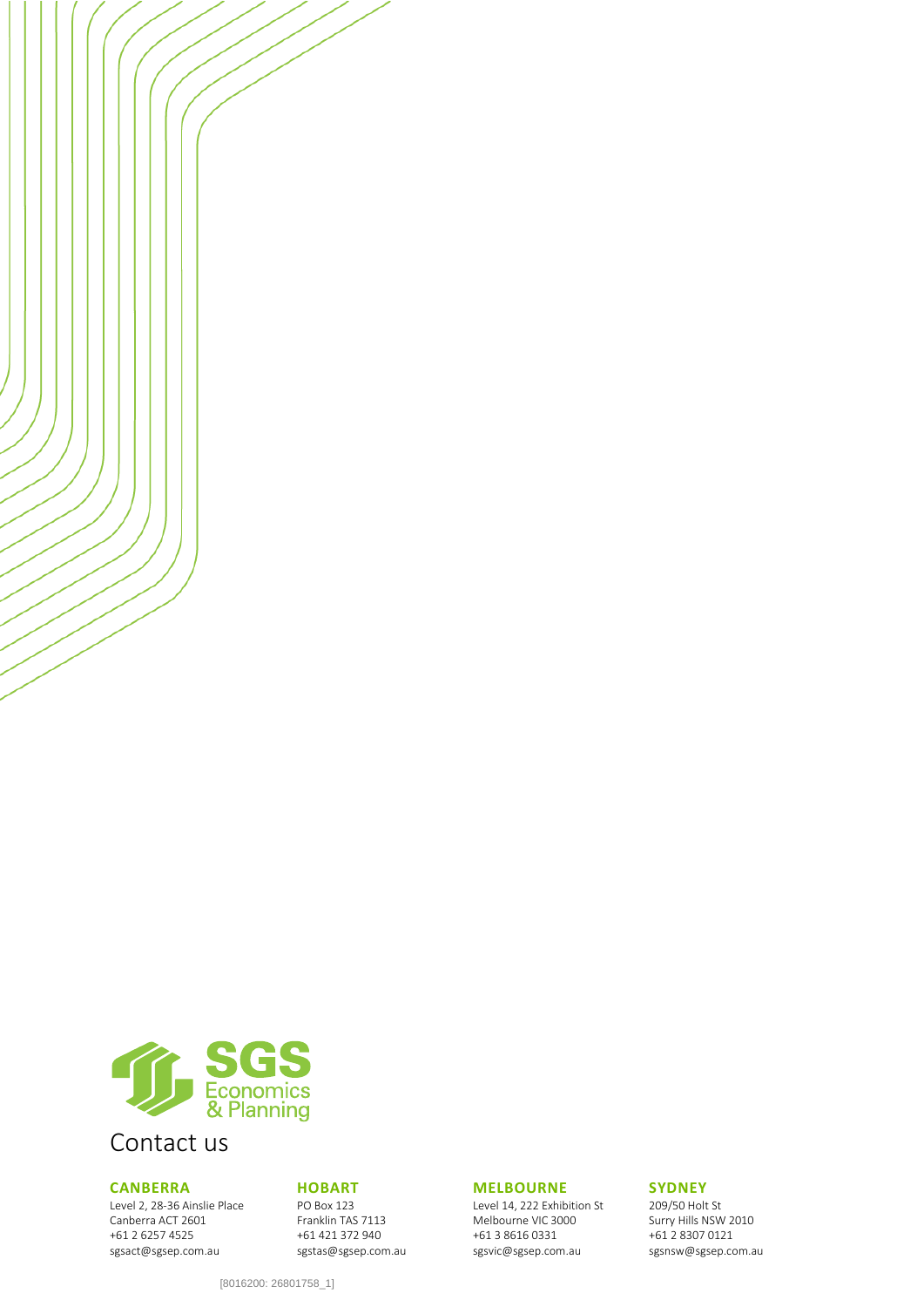SGS Economics & Planning

# Contact us

**CANBERRA**
Level 2, 28-36 Ainslie Place
Canberra ACT 2601
+61 2 6257 4525
sgsact@sgsep.com.au

**HOBART**
PO Box 123
Franklin TAS 7113
+61 421 372 940
sgstas@sgsep.com.au

**MELBOURNE**
Level 14, 222 Exhibition St
Melbourne VIC 3000
+61 3 8616 0331
sgsvic@sgsep.com.au

**SYDNEY**
209/50 Holt St
Surry Hills NSW 2010
+61 2 8307 0121
sgsnsw@sgsep.com.au

[8016200: 26801758_1]